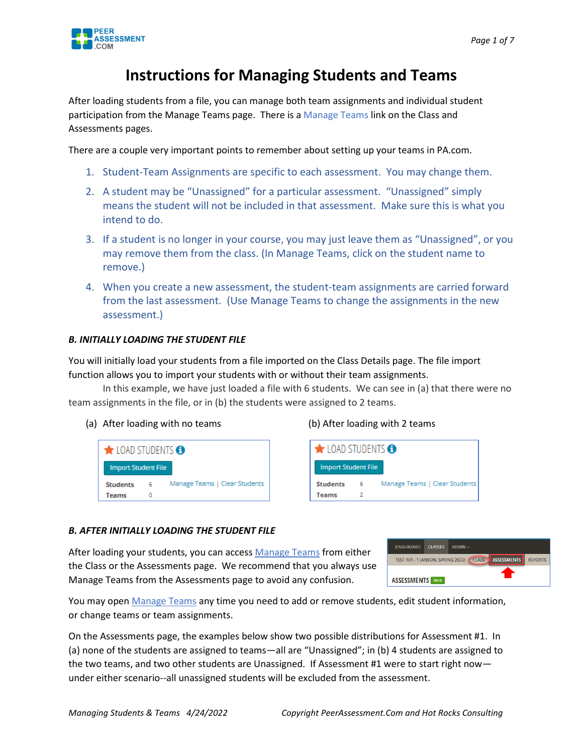# Instructions for Managing Students and Teams

After loading students from a file, you can manage both team assignments and individual student participation from the Manage Teams page. There is a Manage Teams link on the Class and Assessments pages.

There are a couple very important points to remember about setting up your teams in PA.com.

1. Student-Team Assignments are specific to each assessment. You may change them.
2. A student may be "Unassigned" for a particular assessment. "Unassigned" simply means the student will not be included in that assessment. Make sure this is what you intend to do.
3. If a student is no longer in your course, you may just leave them as "Unassigned", or you may remove them from the class. (In Manage Teams, click on the student name to remove.)
4. When you create a new assessment, the student-team assignments are carried forward from the last assessment. (Use Manage Teams to change the assignments in the new assessment.)

***B. INITIALLY LOADING THE STUDENT FILE***

You will initially load your students from a file imported on the Class Details page. The file import function allows you to import your students with or without their team assignments.

In this example, we have just loaded a file with 6 students. We can see in (a) that there were no team assignments in the file, or in (b) the students were assigned to 2 teams.

(a) After loading with no teams

LOAD STUDENTS

Import Student File

| Students | 6 | Manage Teams \| Clear Students |
|---|---|---|
| Teams | 0 | |

(b) After loading with 2 teams

LOAD STUDENTS

Import Student File

| Students | 6 | Manage Teams \| Clear Students |
|---|---|---|
| Teams | 2 | |

***B. AFTER INITIALLY LOADING THE STUDENT FILE***

After loading your students, you can access Manage Teams from either the Class or the Assessments page. We recommend that you always use Manage Teams from the Assessments page to avoid any confusion.

DASHBOARD CLASSES ADMIN
TEST 101 - 1 (ANSON, SPRING 2022) CLASS ASSESSMENTS REPORTS
ASSESSMENTS Back

You may open Manage Teams any time you need to add or remove students, edit student information, or change teams or team assignments.

On the Assessments page, the examples below show two possible distributions for Assessment #1. In (a) none of the students are assigned to teams—all are "Unassigned"; in (b) 4 students are assigned to the two teams, and two other students are Unassigned. If Assessment #1 were to start right now—under either scenario--all unassigned students will be excluded from the assessment.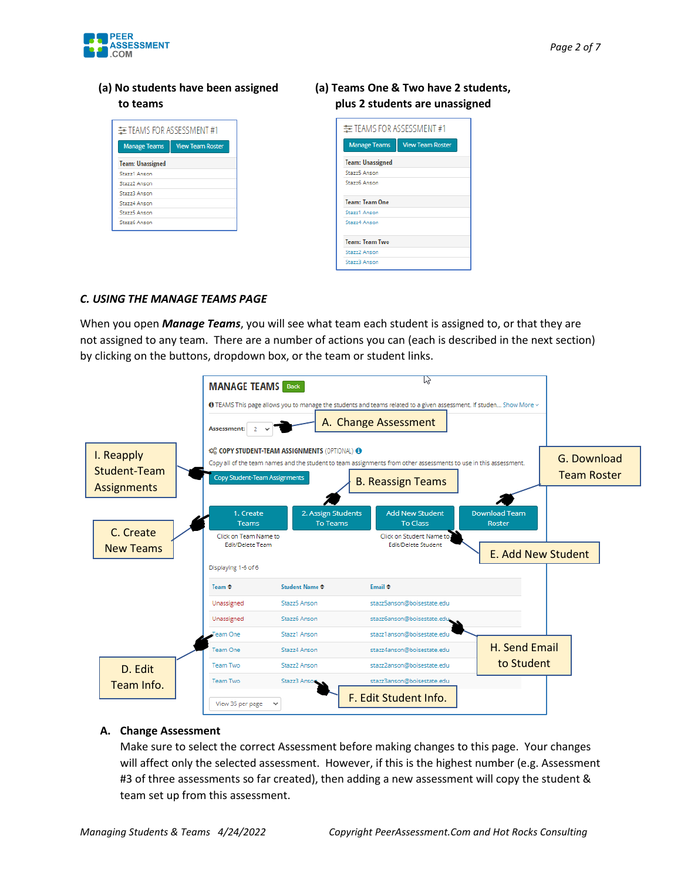**(a) No students have been assigned to teams**

TEAMS FOR ASSESSMENT #1

Manage Teams | View Team Roster

| Team: Unassigned |
|---|
| Stazz1 Anson |
| Stazz2 Anson |
| Stazz3 Anson |
| Stazz4 Anson |
| Stazz5 Anson |
| Stazz6 Anson |

**(a) Teams One & Two have 2 students, plus 2 students are unassigned**

TEAMS FOR ASSESSMENT #1

Manage Teams | View Team Roster

| Team: Unassigned |
|---|
| Stazz5 Anson |
| Stazz6 Anson |

| Team: Team One |
|---|
| Stazz1 Anson |
| Stazz4 Anson |

| Team: Team Two |
|---|
| Stazz2 Anson |
| Stazz3 Anson |

## *C. USING THE MANAGE TEAMS PAGE*

When you open ***Manage Teams***, you will see what team each student is assigned to, or that they are not assigned to any team. There are a number of actions you can (each is described in the next section) by clicking on the buttons, dropdown box, or the team or student links.

MANAGE TEAMS [Back]

TEAMS This page allows you to manage the students and teams related to a given assessment. If studen... Show More

Assessment: 2 — **A. Change Assessment**

COPY STUDENT-TEAM ASSIGNMENTS (OPTIONAL)

Copy all of the team names and the student to team assignments from other assessments to use in this assessment.

Copy Student-Team Assignments — **I. Reapply Student-Team Assignments**

1. Create Teams — **C. Create New Teams** (Click on Team Name to Edit/Delete Team)

2. Assign Students To Teams — **B. Reassign Teams**

Add New Student To Class — **E. Add New Student** (Click on Student Name to Edit/Delete Student)

Download Team Roster — **G. Download Team Roster**

Displaying 1-6 of 6

| Team | Student Name | Email |
|---|---|---|
| Unassigned | Stazz5 Anson | stazz5anson@boisestate.edu |
| Unassigned | Stazz6 Anson | stazz6anson@boisestate.edu |
| Team One | Stazz1 Anson | stazz1anson@boisestate.edu |
| Team One | Stazz4 Anson | stazz4anson@boisestate.edu |
| Team Two | Stazz2 Anson | stazz2anson@boisestate.edu |
| Team Two | Stazz3 Anson | stazz3anson@boisestate.edu |

View 35 per page

**D. Edit Team Info.** (Team links) — **F. Edit Student Info.** (Student Name links) — **H. Send Email to Student** (Email links)

**A. Change Assessment**

Make sure to select the correct Assessment before making changes to this page. Your changes will affect only the selected assessment. However, if this is the highest number (e.g. Assessment #3 of three assessments so far created), then adding a new assessment will copy the student & team set up from this assessment.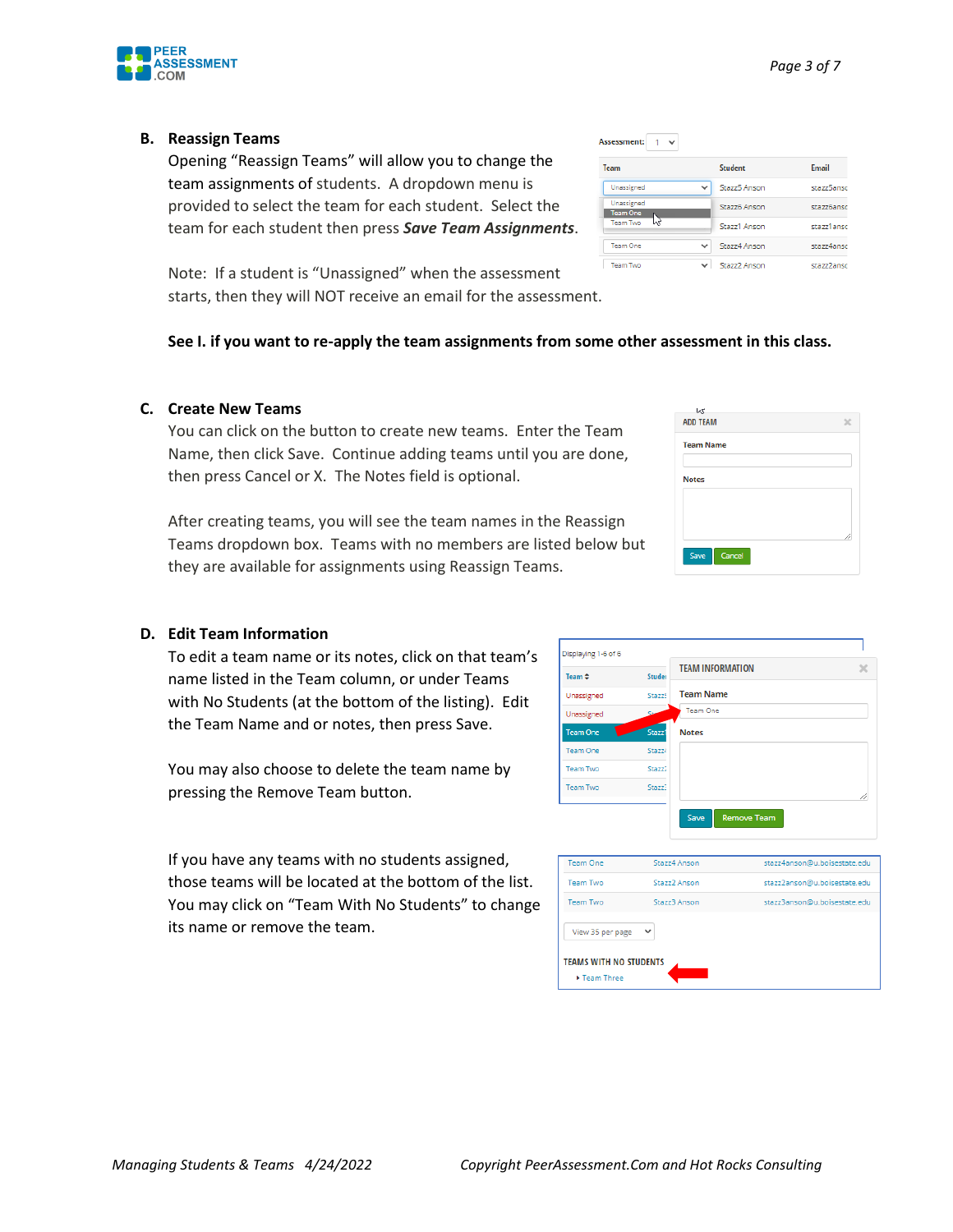## B. Reassign Teams

Opening "Reassign Teams" will allow you to change the team assignments of students. A dropdown menu is provided to select the team for each student. Select the team for each student then press ***Save Team Assignments***.

Note: If a student is "Unassigned" when the assessment starts, then they will NOT receive an email for the assessment.

**See I. if you want to re-apply the team assignments from some other assessment in this class.**

## C. Create New Teams

You can click on the button to create new teams. Enter the Team Name, then click Save. Continue adding teams until you are done, then press Cancel or X. The Notes field is optional.

After creating teams, you will see the team names in the Reassign Teams dropdown box. Teams with no members are listed below but they are available for assignments using Reassign Teams.

## D. Edit Team Information

To edit a team name or its notes, click on that team's name listed in the Team column, or under Teams with No Students (at the bottom of the listing). Edit the Team Name and or notes, then press Save.

You may also choose to delete the team name by pressing the Remove Team button.

If you have any teams with no students assigned, those teams will be located at the bottom of the list. You may click on "Team With No Students" to change its name or remove the team.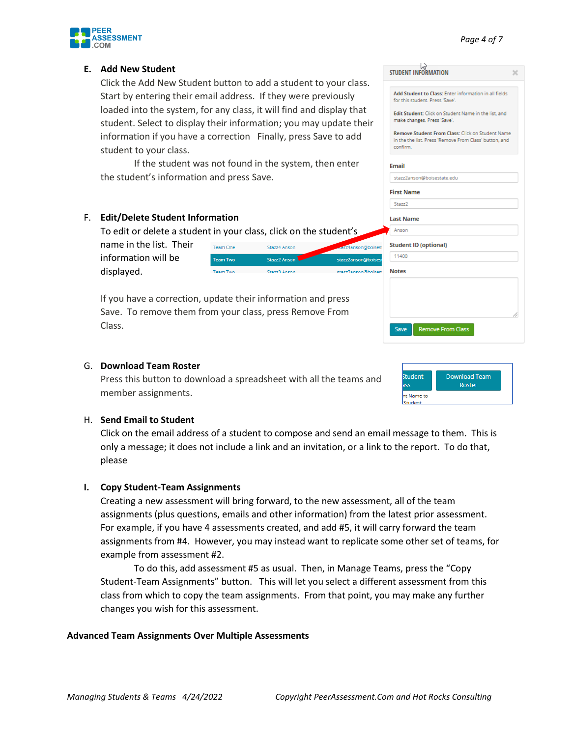### E. Add New Student

Click the Add New Student button to add a student to your class. Start by entering their email address. If they were previously loaded into the system, for any class, it will find and display that student. Select to display their information; you may update their information if you have a correction  Finally, press Save to add student to your class.

If the student was not found in the system, then enter the student's information and press Save.

### F. Edit/Delete Student Information

To edit or delete a student in your class, click on the student's name in the list. Their information will be displayed.

If you have a correction, update their information and press Save. To remove them from your class, press Remove From Class.

### G. Download Team Roster

Press this button to download a spreadsheet with all the teams and member assignments.

### H. Send Email to Student

Click on the email address of a student to compose and send an email message to them. This is only a message; it does not include a link and an invitation, or a link to the report. To do that, please

### I. Copy Student-Team Assignments

Creating a new assessment will bring forward, to the new assessment, all of the team assignments (plus questions, emails and other information) from the latest prior assessment. For example, if you have 4 assessments created, and add #5, it will carry forward the team assignments from #4. However, you may instead want to replicate some other set of teams, for example from assessment #2.

To do this, add assessment #5 as usual. Then, in Manage Teams, press the "Copy Student-Team Assignments" button. This will let you select a different assessment from this class from which to copy the team assignments. From that point, you may make any further changes you wish for this assessment.

## Advanced Team Assignments Over Multiple Assessments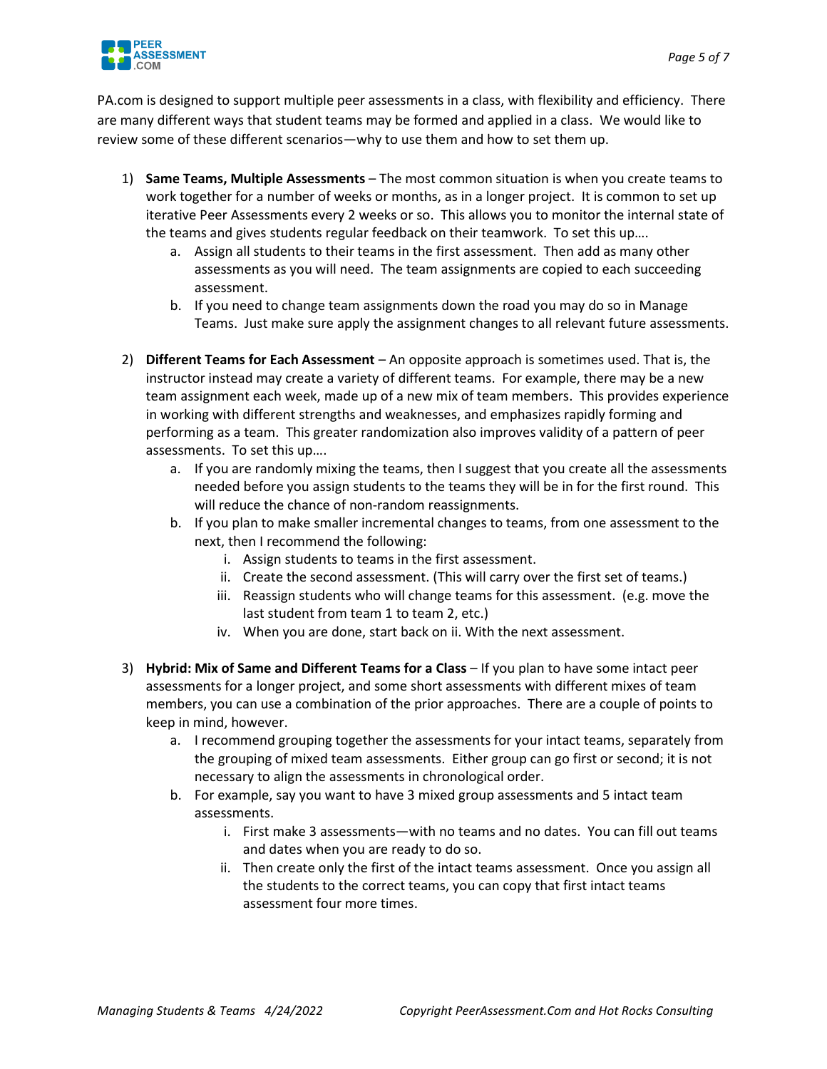PA.com is designed to support multiple peer assessments in a class, with flexibility and efficiency. There are many different ways that student teams may be formed and applied in a class. We would like to review some of these different scenarios—why to use them and how to set them up.

1) **Same Teams, Multiple Assessments** – The most common situation is when you create teams to work together for a number of weeks or months, as in a longer project. It is common to set up iterative Peer Assessments every 2 weeks or so. This allows you to monitor the internal state of the teams and gives students regular feedback on their teamwork. To set this up….
    a. Assign all students to their teams in the first assessment. Then add as many other assessments as you will need. The team assignments are copied to each succeeding assessment.
    b. If you need to change team assignments down the road you may do so in Manage Teams. Just make sure apply the assignment changes to all relevant future assessments.

2) **Different Teams for Each Assessment** – An opposite approach is sometimes used. That is, the instructor instead may create a variety of different teams. For example, there may be a new team assignment each week, made up of a new mix of team members. This provides experience in working with different strengths and weaknesses, and emphasizes rapidly forming and performing as a team. This greater randomization also improves validity of a pattern of peer assessments. To set this up….
    a. If you are randomly mixing the teams, then I suggest that you create all the assessments needed before you assign students to the teams they will be in for the first round. This will reduce the chance of non-random reassignments.
    b. If you plan to make smaller incremental changes to teams, from one assessment to the next, then I recommend the following:
        i. Assign students to teams in the first assessment.
        ii. Create the second assessment. (This will carry over the first set of teams.)
        iii. Reassign students who will change teams for this assessment. (e.g. move the last student from team 1 to team 2, etc.)
        iv. When you are done, start back on ii. With the next assessment.

3) **Hybrid: Mix of Same and Different Teams for a Class** – If you plan to have some intact peer assessments for a longer project, and some short assessments with different mixes of team members, you can use a combination of the prior approaches. There are a couple of points to keep in mind, however.
    a. I recommend grouping together the assessments for your intact teams, separately from the grouping of mixed team assessments. Either group can go first or second; it is not necessary to align the assessments in chronological order.
    b. For example, say you want to have 3 mixed group assessments and 5 intact team assessments.
        i. First make 3 assessments—with no teams and no dates. You can fill out teams and dates when you are ready to do so.
        ii. Then create only the first of the intact teams assessment. Once you assign all the students to the correct teams, you can copy that first intact teams assessment four more times.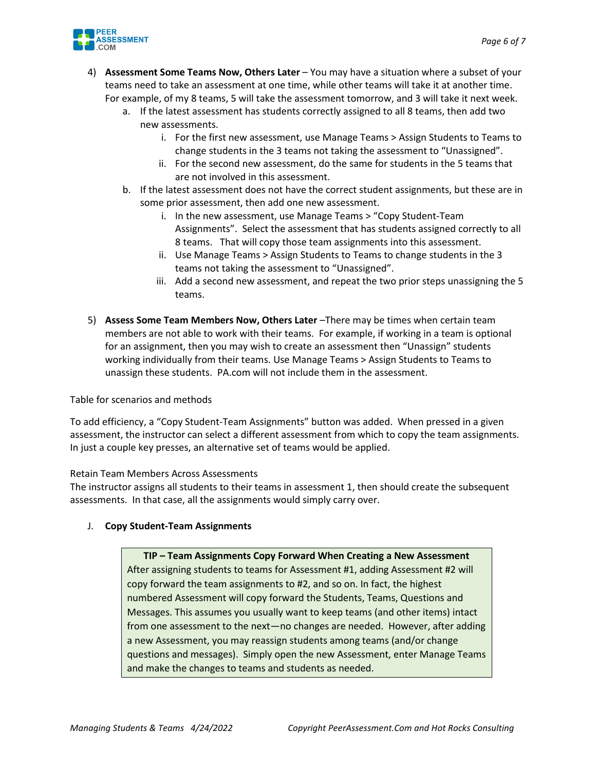4) **Assessment Some Teams Now, Others Later** – You may have a situation where a subset of your teams need to take an assessment at one time, while other teams will take it at another time. For example, of my 8 teams, 5 will take the assessment tomorrow, and 3 will take it next week.
   a. If the latest assessment has students correctly assigned to all 8 teams, then add two new assessments.
      i. For the first new assessment, use Manage Teams > Assign Students to Teams to change students in the 3 teams not taking the assessment to "Unassigned".
      ii. For the second new assessment, do the same for students in the 5 teams that are not involved in this assessment.
   b. If the latest assessment does not have the correct student assignments, but these are in some prior assessment, then add one new assessment.
      i. In the new assessment, use Manage Teams > "Copy Student-Team Assignments". Select the assessment that has students assigned correctly to all 8 teams. That will copy those team assignments into this assessment.
      ii. Use Manage Teams > Assign Students to Teams to change students in the 3 teams not taking the assessment to "Unassigned".
      iii. Add a second new assessment, and repeat the two prior steps unassigning the 5 teams.

5) **Assess Some Team Members Now, Others Later** –There may be times when certain team members are not able to work with their teams. For example, if working in a team is optional for an assignment, then you may wish to create an assessment then "Unassign" students working individually from their teams. Use Manage Teams > Assign Students to Teams to unassign these students. PA.com will not include them in the assessment.

Table for scenarios and methods

To add efficiency, a "Copy Student-Team Assignments" button was added. When pressed in a given assessment, the instructor can select a different assessment from which to copy the team assignments. In just a couple key presses, an alternative set of teams would be applied.

Retain Team Members Across Assessments
The instructor assigns all students to their teams in assessment 1, then should create the subsequent assessments. In that case, all the assignments would simply carry over.

J. **Copy Student-Team Assignments**

> **TIP – Team Assignments Copy Forward When Creating a New Assessment**
> After assigning students to teams for Assessment #1, adding Assessment #2 will copy forward the team assignments to #2, and so on. In fact, the highest numbered Assessment will copy forward the Students, Teams, Questions and Messages. This assumes you usually want to keep teams (and other items) intact from one assessment to the next—no changes are needed. However, after adding a new Assessment, you may reassign students among teams (and/or change questions and messages). Simply open the new Assessment, enter Manage Teams and make the changes to teams and students as needed.